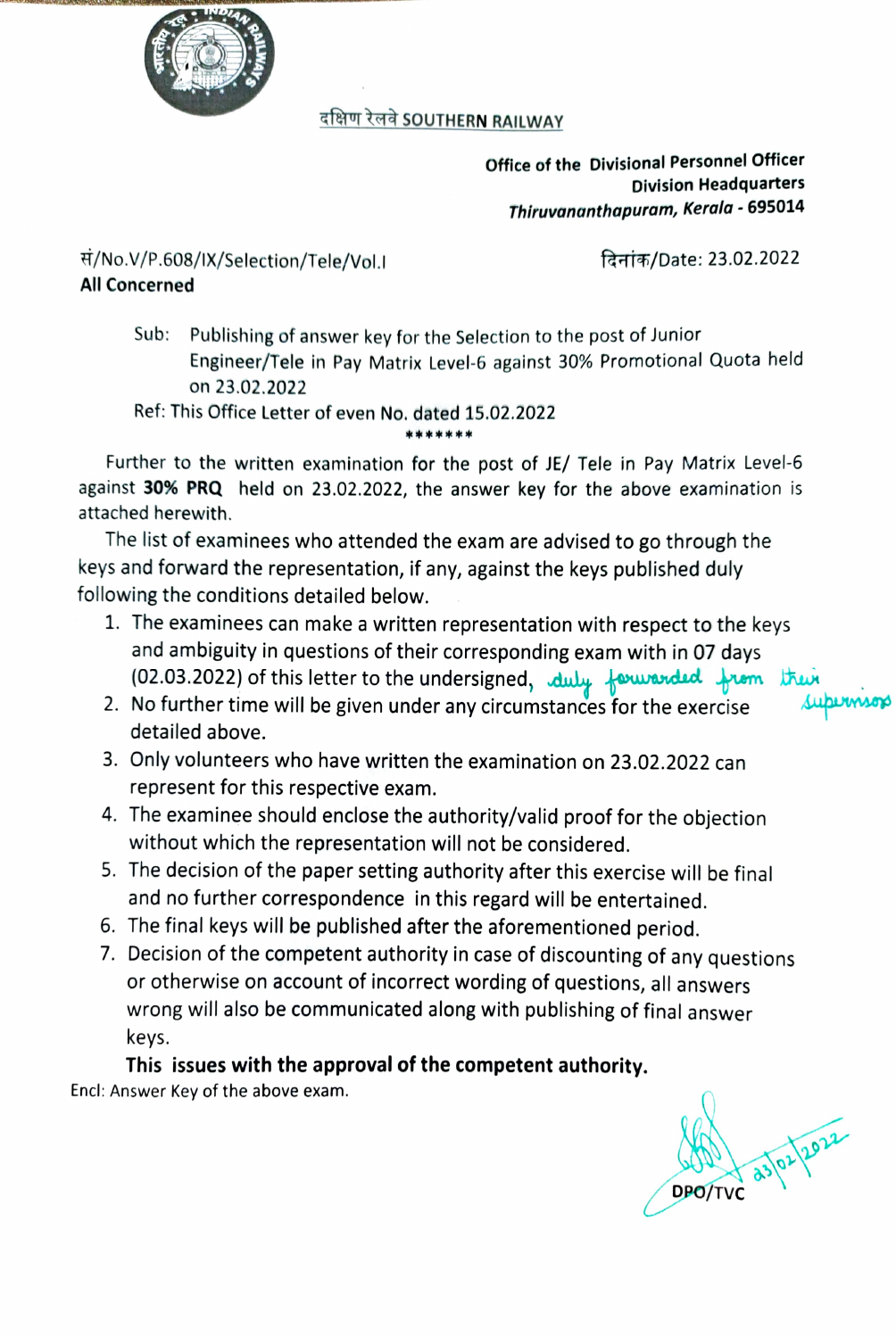दक्षिण रेलवे SOUTHERN RAILWAY

**Office of the Divisional Personnel Officer**
**Division Headquarters**
***Thiruvananthapuram, Kerala - 695014***

सं/No.V/P.608/IX/Selection/Tele/Vol.I

दिनांक/Date: 23.02.2022

**All Concerned**

Sub: Publishing of answer key for the Selection to the post of Junior Engineer/Tele in Pay Matrix Level-6 against 30% Promotional Quota held on 23.02.2022

Ref: This Office Letter of even No. dated 15.02.2022

*******

Further to the written examination for the post of JE/ Tele in Pay Matrix Level-6 against **30% PRQ** held on 23.02.2022, the answer key for the above examination is attached herewith.

The list of examinees who attended the exam are advised to go through the keys and forward the representation, if any, against the keys published duly following the conditions detailed below.

1. The examinees can make a written representation with respect to the keys and ambiguity in questions of their corresponding exam with in 07 days (02.03.2022) of this letter to the undersigned, duly forwarded from their supervisors
2. No further time will be given under any circumstances for the exercise detailed above.
3. Only volunteers who have written the examination on 23.02.2022 can represent for this respective exam.
4. The examinee should enclose the authority/valid proof for the objection without which the representation will not be considered.
5. The decision of the paper setting authority after this exercise will be final and no further correspondence in this regard will be entertained.
6. The final keys will be published after the aforementioned period.
7. Decision of the competent authority in case of discounting of any questions or otherwise on account of incorrect wording of questions, all answers wrong will also be communicated along with publishing of final answer keys.

**This issues with the approval of the competent authority.**

Encl: Answer Key of the above exam.

23/02/2022

DPO/TVC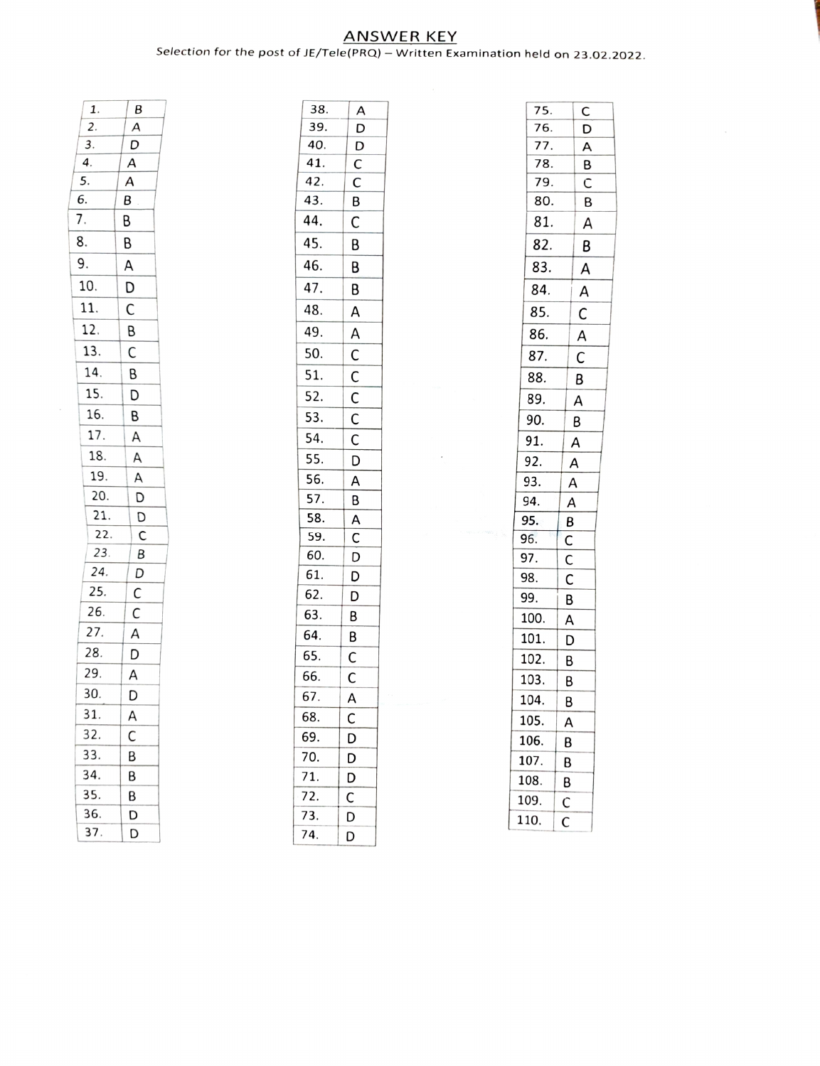## ANSWER KEY

Selection for the post of JE/Tele(PRQ) – Written Examination held on 23.02.2022.

| | |
|---|---|
| 1. | B |
| 2. | A |
| 3. | D |
| 4. | A |
| 5. | A |
| 6. | B |
| 7. | B |
| 8. | B |
| 9. | A |
| 10. | D |
| 11. | C |
| 12. | B |
| 13. | C |
| 14. | B |
| 15. | D |
| 16. | B |
| 17. | A |
| 18. | A |
| 19. | A |
| 20. | D |
| 21. | D |
| 22. | C |
| 23. | B |
| 24. | D |
| 25. | C |
| 26. | C |
| 27. | A |
| 28. | D |
| 29. | A |
| 30. | D |
| 31. | A |
| 32. | C |
| 33. | B |
| 34. | B |
| 35. | B |
| 36. | D |
| 37. | D |

| | |
|---|---|
| 38. | A |
| 39. | D |
| 40. | D |
| 41. | C |
| 42. | C |
| 43. | B |
| 44. | C |
| 45. | B |
| 46. | B |
| 47. | B |
| 48. | A |
| 49. | A |
| 50. | C |
| 51. | C |
| 52. | C |
| 53. | C |
| 54. | C |
| 55. | D |
| 56. | A |
| 57. | B |
| 58. | A |
| 59. | C |
| 60. | D |
| 61. | D |
| 62. | D |
| 63. | B |
| 64. | B |
| 65. | C |
| 66. | C |
| 67. | A |
| 68. | C |
| 69. | D |
| 70. | D |
| 71. | D |
| 72. | C |
| 73. | D |
| 74. | D |

| | |
|---|---|
| 75. | C |
| 76. | D |
| 77. | A |
| 78. | B |
| 79. | C |
| 80. | B |
| 81. | A |
| 82. | B |
| 83. | A |
| 84. | A |
| 85. | C |
| 86. | A |
| 87. | C |
| 88. | B |
| 89. | A |
| 90. | B |
| 91. | A |
| 92. | A |
| 93. | A |
| 94. | A |
| 95. | B |
| 96. | C |
| 97. | C |
| 98. | C |
| 99. | B |
| 100. | A |
| 101. | D |
| 102. | B |
| 103. | B |
| 104. | B |
| 105. | A |
| 106. | B |
| 107. | B |
| 108. | B |
| 109. | C |
| 110. | C |